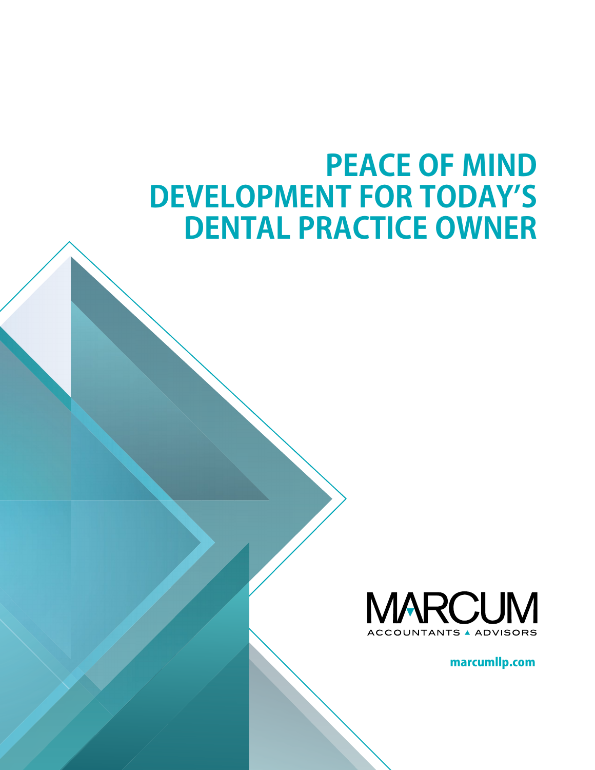# PEACE OF MIND DEVELOPMENT FOR TODAY'S DENTAL PRACTICE OWNER

MARCUM

ACCOUNTANTS ▲ ADVISORS

marcumllp.com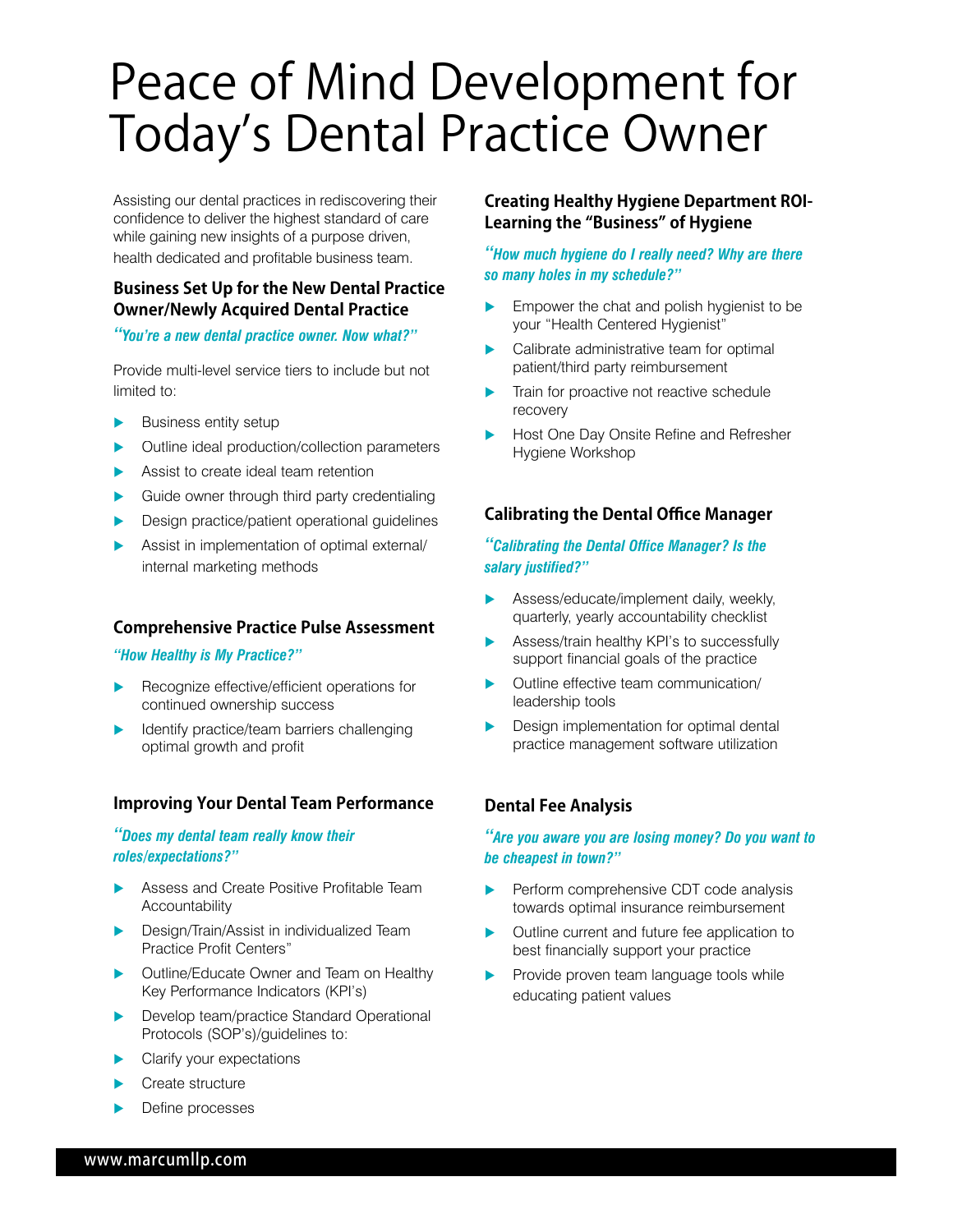# Peace of Mind Development for Today's Dental Practice Owner

Assisting our dental practices in rediscovering their confidence to deliver the highest standard of care while gaining new insights of a purpose driven, health dedicated and profitable business team.

### Business Set Up for the New Dental Practice Owner/Newly Acquired Dental Practice

*"You're a new dental practice owner. Now what?"*

Provide multi-level service tiers to include but not limited to:

- Business entity setup
- Outline ideal production/collection parameters
- Assist to create ideal team retention
- Guide owner through third party credentialing
- Design practice/patient operational guidelines
- Assist in implementation of optimal external/ internal marketing methods

### Comprehensive Practice Pulse Assessment

*"How Healthy is My Practice?"*

- Recognize effective/efficient operations for continued ownership success
- Identify practice/team barriers challenging optimal growth and profit

### Improving Your Dental Team Performance

*"Does my dental team really know their roles/expectations?"*

- Assess and Create Positive Profitable Team Accountability
- Design/Train/Assist in individualized Team Practice Profit Centers"
- Outline/Educate Owner and Team on Healthy Key Performance Indicators (KPI's)
- Develop team/practice Standard Operational Protocols (SOP's)/guidelines to:
- Clarify your expectations
- Create structure
- Define processes

### Creating Healthy Hygiene Department ROI- Learning the "Business" of Hygiene

*"How much hygiene do I really need? Why are there so many holes in my schedule?"*

- Empower the chat and polish hygienist to be your "Health Centered Hygienist"
- Calibrate administrative team for optimal patient/third party reimbursement
- Train for proactive not reactive schedule recovery
- Host One Day Onsite Refine and Refresher Hygiene Workshop

### Calibrating the Dental Office Manager

*"Calibrating the Dental Office Manager? Is the salary justified?"*

- Assess/educate/implement daily, weekly, quarterly, yearly accountability checklist
- Assess/train healthy KPI's to successfully support financial goals of the practice
- Outline effective team communication/ leadership tools
- Design implementation for optimal dental practice management software utilization

### Dental Fee Analysis

*"Are you aware you are losing money? Do you want to be cheapest in town?"*

- Perform comprehensive CDT code analysis towards optimal insurance reimbursement
- Outline current and future fee application to best financially support your practice
- Provide proven team language tools while educating patient values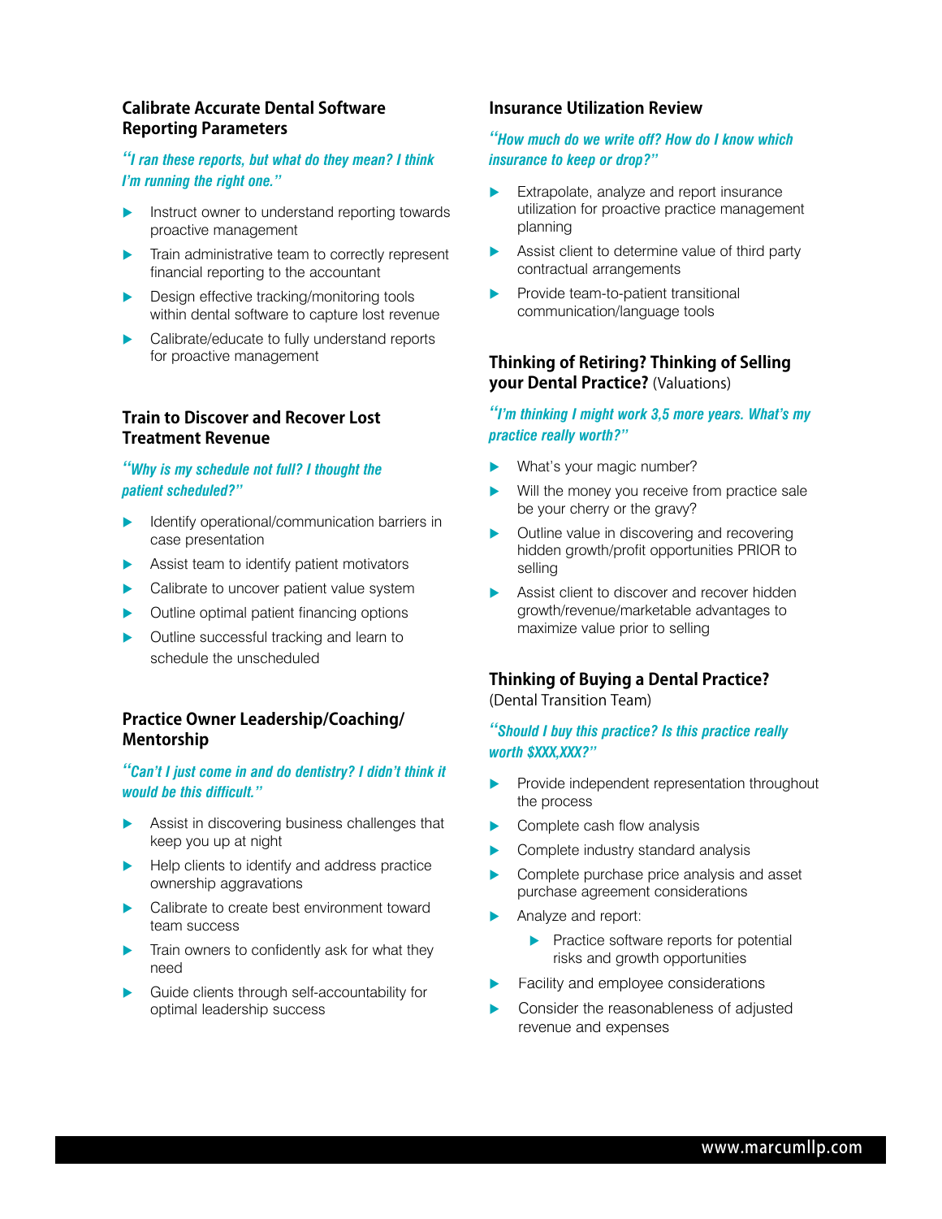### Calibrate Accurate Dental Software Reporting Parameters

*"I ran these reports, but what do they mean? I think I'm running the right one."*

- Instruct owner to understand reporting towards proactive management
- Train administrative team to correctly represent financial reporting to the accountant
- Design effective tracking/monitoring tools within dental software to capture lost revenue
- Calibrate/educate to fully understand reports for proactive management

### Train to Discover and Recover Lost Treatment Revenue

*"Why is my schedule not full? I thought the patient scheduled?"*

- Identify operational/communication barriers in case presentation
- Assist team to identify patient motivators
- Calibrate to uncover patient value system
- Outline optimal patient financing options
- Outline successful tracking and learn to schedule the unscheduled

### Practice Owner Leadership/Coaching/Mentorship

*"Can't I just come in and do dentistry? I didn't think it would be this difficult."*

- Assist in discovering business challenges that keep you up at night
- Help clients to identify and address practice ownership aggravations
- Calibrate to create best environment toward team success
- Train owners to confidently ask for what they need
- Guide clients through self-accountability for optimal leadership success

### Insurance Utilization Review

*"How much do we write off? How do I know which insurance to keep or drop?"*

- Extrapolate, analyze and report insurance utilization for proactive practice management planning
- Assist client to determine value of third party contractual arrangements
- Provide team-to-patient transitional communication/language tools

### Thinking of Retiring? Thinking of Selling your Dental Practice? (Valuations)

*"I'm thinking I might work 3,5 more years. What's my practice really worth?"*

- What's your magic number?
- Will the money you receive from practice sale be your cherry or the gravy?
- Outline value in discovering and recovering hidden growth/profit opportunities PRIOR to selling
- Assist client to discover and recover hidden growth/revenue/marketable advantages to maximize value prior to selling

### Thinking of Buying a Dental Practice?

(Dental Transition Team)

*"Should I buy this practice? Is this practice really worth $XXX,XXX?"*

- Provide independent representation throughout the process
- Complete cash flow analysis
- Complete industry standard analysis
- Complete purchase price analysis and asset purchase agreement considerations
- Analyze and report:
  - Practice software reports for potential risks and growth opportunities
- Facility and employee considerations
- Consider the reasonableness of adjusted revenue and expenses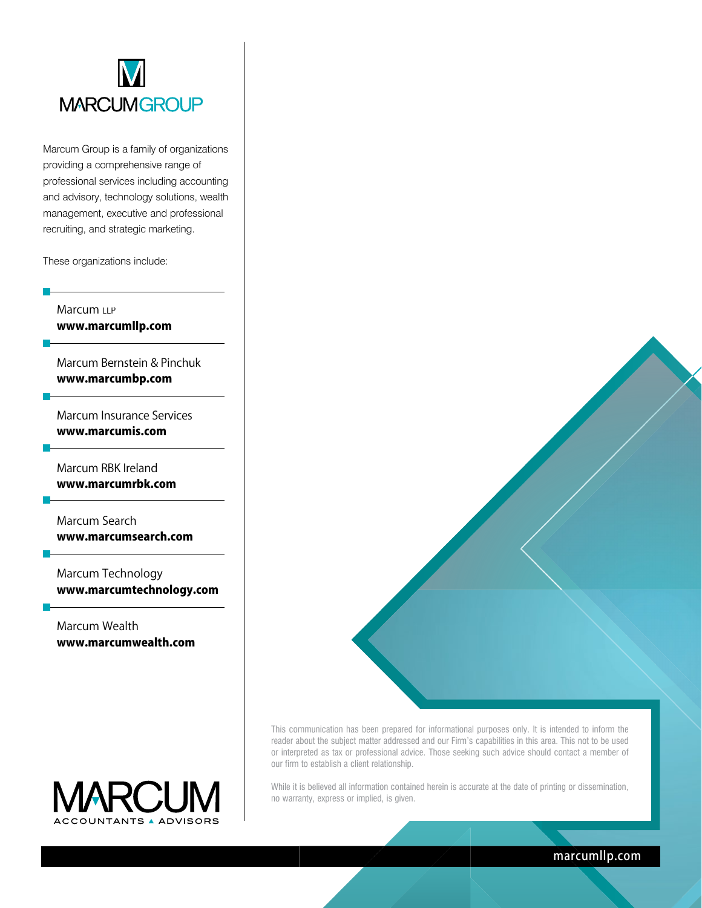MARCUMGROUP

Marcum Group is a family of organizations providing a comprehensive range of professional services including accounting and advisory, technology solutions, wealth management, executive and professional recruiting, and strategic marketing.

These organizations include:

Marcum LLP
**www.marcumllp.com**

Marcum Bernstein & Pinchuk
**www.marcumbp.com**

Marcum Insurance Services
**www.marcumis.com**

Marcum RBK Ireland
**www.marcumrbk.com**

Marcum Search
**www.marcumsearch.com**

Marcum Technology
**www.marcumtechnology.com**

Marcum Wealth
**www.marcumwealth.com**

MARCUM
ACCOUNTANTS ▲ ADVISORS

This communication has been prepared for informational purposes only. It is intended to inform the reader about the subject matter addressed and our Firm's capabilities in this area. This not to be used or interpreted as tax or professional advice. Those seeking such advice should contact a member of our firm to establish a client relationship.

While it is believed all information contained herein is accurate at the date of printing or dissemination, no warranty, express or implied, is given.

marcumllp.com